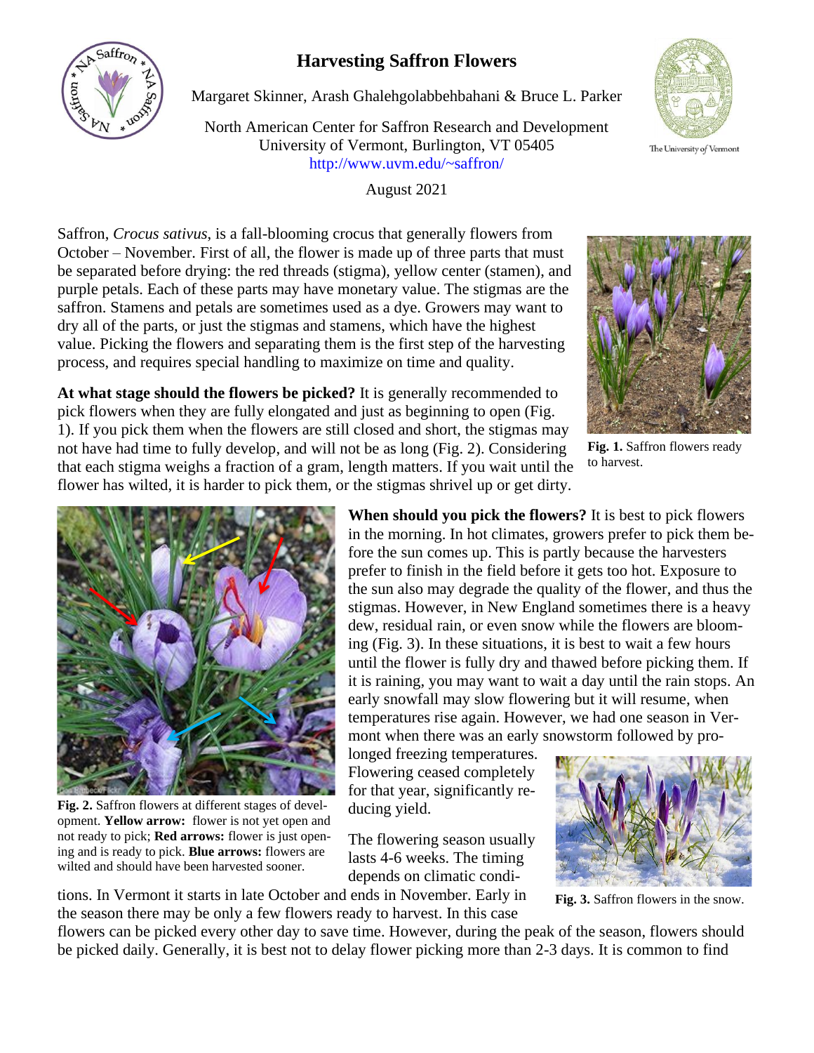# Harvesting Saffron Flowers

Margaret Skinner, Arash Ghalehgolabbehbahani & Bruce L. Parker

North American Center for Saffron Research and Development
University of Vermont, Burlington, VT 05405
http://www.uvm.edu/~saffron/

August 2021

Saffron, *Crocus sativus*, is a fall-blooming crocus that generally flowers from October – November. First of all, the flower is made up of three parts that must be separated before drying: the red threads (stigma), yellow center (stamen), and purple petals. Each of these parts may have monetary value. The stigmas are the saffron. Stamens and petals are sometimes used as a dye. Growers may want to dry all of the parts, or just the stigmas and stamens, which have the highest value. Picking the flowers and separating them is the first step of the harvesting process, and requires special handling to maximize on time and quality.

**Fig. 1.** Saffron flowers ready to harvest.

**At what stage should the flowers be picked?** It is generally recommended to pick flowers when they are fully elongated and just as beginning to open (Fig. 1). If you pick them when the flowers are still closed and short, the stigmas may not have had time to fully develop, and will not be as long (Fig. 2). Considering that each stigma weighs a fraction of a gram, length matters. If you wait until the flower has wilted, it is harder to pick them, or the stigmas shrivel up or get dirty.

**Fig. 2.** Saffron flowers at different stages of development. **Yellow arrow:** flower is not yet open and not ready to pick; **Red arrows:** flower is just opening and is ready to pick. **Blue arrows:** flowers are wilted and should have been harvested sooner.

**When should you pick the flowers?** It is best to pick flowers in the morning. In hot climates, growers prefer to pick them before the sun comes up. This is partly because the harvesters prefer to finish in the field before it gets too hot. Exposure to the sun also may degrade the quality of the flower, and thus the stigmas. However, in New England sometimes there is a heavy dew, residual rain, or even snow while the flowers are blooming (Fig. 3). In these situations, it is best to wait a few hours until the flower is fully dry and thawed before picking them. If it is raining, you may want to wait a day until the rain stops. An early snowfall may slow flowering but it will resume, when temperatures rise again. However, we had one season in Vermont when there was an early snowstorm followed by prolonged freezing temperatures. Flowering ceased completely for that year, significantly reducing yield.

**Fig. 3.** Saffron flowers in the snow.

The flowering season usually lasts 4-6 weeks. The timing depends on climatic conditions. In Vermont it starts in late October and ends in November. Early in the season there may be only a few flowers ready to harvest. In this case flowers can be picked every other day to save time. However, during the peak of the season, flowers should be picked daily. Generally, it is best not to delay flower picking more than 2-3 days. It is common to find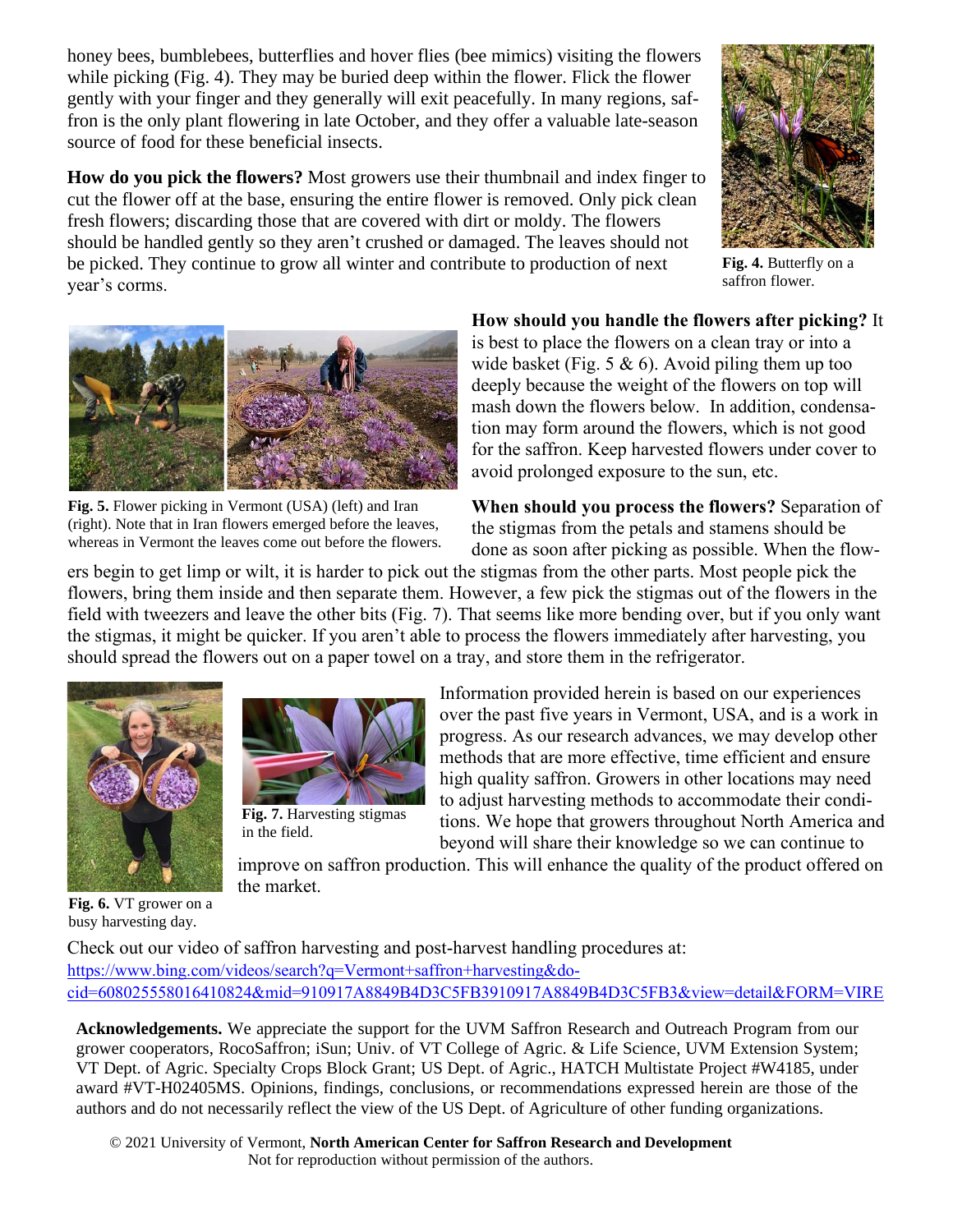honey bees, bumblebees, butterflies and hover flies (bee mimics) visiting the flowers while picking (Fig. 4). They may be buried deep within the flower. Flick the flower gently with your finger and they generally will exit peacefully. In many regions, saffron is the only plant flowering in late October, and they offer a valuable late-season source of food for these beneficial insects.

**How do you pick the flowers?** Most growers use their thumbnail and index finger to cut the flower off at the base, ensuring the entire flower is removed. Only pick clean fresh flowers; discarding those that are covered with dirt or moldy. The flowers should be handled gently so they aren't crushed or damaged. The leaves should not be picked. They continue to grow all winter and contribute to production of next year's corms.

**Fig. 4.** Butterfly on a saffron flower.

**How should you handle the flowers after picking?** It is best to place the flowers on a clean tray or into a wide basket (Fig. 5 & 6). Avoid piling them up too deeply because the weight of the flowers on top will mash down the flowers below. In addition, condensation may form around the flowers, which is not good for the saffron. Keep harvested flowers under cover to avoid prolonged exposure to the sun, etc.

**Fig. 5.** Flower picking in Vermont (USA) (left) and Iran (right). Note that in Iran flowers emerged before the leaves, whereas in Vermont the leaves come out before the flowers.

**When should you process the flowers?** Separation of the stigmas from the petals and stamens should be done as soon after picking as possible. When the flowers begin to get limp or wilt, it is harder to pick out the stigmas from the other parts. Most people pick the flowers, bring them inside and then separate them. However, a few pick the stigmas out of the flowers in the field with tweezers and leave the other bits (Fig. 7). That seems like more bending over, but if you only want the stigmas, it might be quicker. If you aren't able to process the flowers immediately after harvesting, you should spread the flowers out on a paper towel on a tray, and store them in the refrigerator.

**Fig. 6.** VT grower on a busy harvesting day.

**Fig. 7.** Harvesting stigmas in the field.

Information provided herein is based on our experiences over the past five years in Vermont, USA, and is a work in progress. As our research advances, we may develop other methods that are more effective, time efficient and ensure high quality saffron. Growers in other locations may need to adjust harvesting methods to accommodate their conditions. We hope that growers throughout North America and beyond will share their knowledge so we can continue to improve on saffron production. This will enhance the quality of the product offered on the market.

Check out our video of saffron harvesting and post-harvest handling procedures at:
https://www.bing.com/videos/search?q=Vermont+saffron+harvesting&docid=608025558016410824&mid=910917A8849B4D3C5FB3910917A8849B4D3C5FB3&view=detail&FORM=VIRE

**Acknowledgements.** We appreciate the support for the UVM Saffron Research and Outreach Program from our grower cooperators, RocoSaffron; iSun; Univ. of VT College of Agric. & Life Science, UVM Extension System; VT Dept. of Agric. Specialty Crops Block Grant; US Dept. of Agric., HATCH Multistate Project #W4185, under award #VT-H02405MS. Opinions, findings, conclusions, or recommendations expressed herein are those of the authors and do not necessarily reflect the view of the US Dept. of Agriculture of other funding organizations.

© 2021 University of Vermont, **North American Center for Saffron Research and Development**
Not for reproduction without permission of the authors.